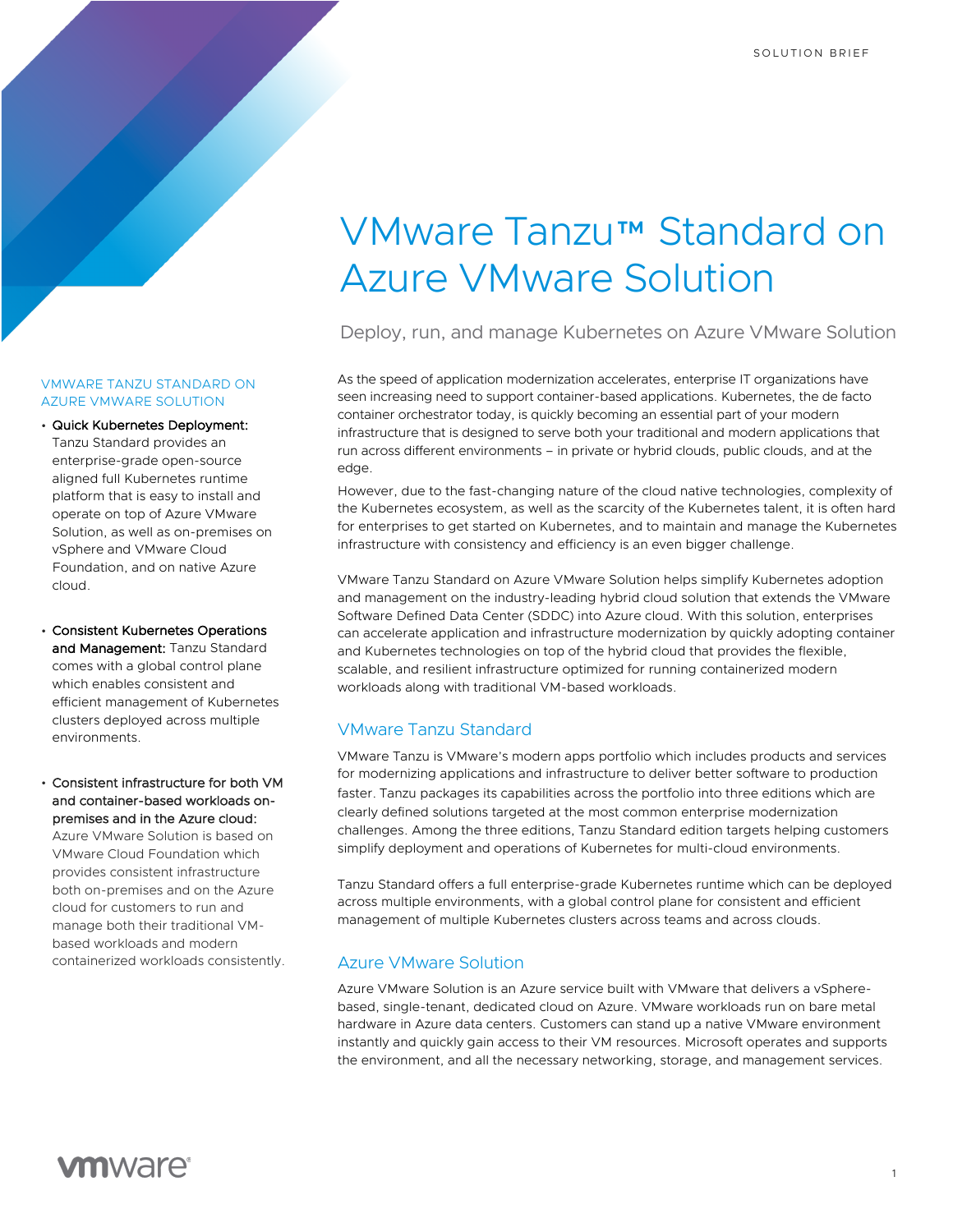SOLUTION BRIEF

# VMware Tanzu™ Standard on Azure VMware Solution

Deploy, run, and manage Kubernetes on Azure VMware Solution

As the speed of application modernization accelerates, enterprise IT organizations have seen increasing need to support container-based applications. Kubernetes, the de facto container orchestrator today, is quickly becoming an essential part of your modern infrastructure that is designed to serve both your traditional and modern applications that run across different environments – in private or hybrid clouds, public clouds, and at the edge.

However, due to the fast-changing nature of the cloud native technologies, complexity of the Kubernetes ecosystem, as well as the scarcity of the Kubernetes talent, it is often hard for enterprises to get started on Kubernetes, and to maintain and manage the Kubernetes infrastructure with consistency and efficiency is an even bigger challenge.

VMware Tanzu Standard on Azure VMware Solution helps simplify Kubernetes adoption and management on the industry-leading hybrid cloud solution that extends the VMware Software Defined Data Center (SDDC) into Azure cloud. With this solution, enterprises can accelerate application and infrastructure modernization by quickly adopting container and Kubernetes technologies on top of the hybrid cloud that provides the flexible, scalable, and resilient infrastructure optimized for running containerized modern workloads along with traditional VM-based workloads.

## VMware Tanzu Standard

VMware Tanzu is VMware's modern apps portfolio which includes products and services for modernizing applications and infrastructure to deliver better software to production faster. Tanzu packages its capabilities across the portfolio into three editions which are clearly defined solutions targeted at the most common enterprise modernization challenges. Among the three editions, Tanzu Standard edition targets helping customers simplify deployment and operations of Kubernetes for multi-cloud environments.

Tanzu Standard offers a full enterprise-grade Kubernetes runtime which can be deployed across multiple environments, with a global control plane for consistent and efficient management of multiple Kubernetes clusters across teams and across clouds.

## Azure VMware Solution

Azure VMware Solution is an Azure service built with VMware that delivers a vSphere-based, single-tenant, dedicated cloud on Azure. VMware workloads run on bare metal hardware in Azure data centers. Customers can stand up a native VMware environment instantly and quickly gain access to their VM resources. Microsoft operates and supports the environment, and all the necessary networking, storage, and management services.

### VMWARE TANZU STANDARD ON AZURE VMWARE SOLUTION

- **Quick Kubernetes Deployment:** Tanzu Standard provides an enterprise-grade open-source aligned full Kubernetes runtime platform that is easy to install and operate on top of Azure VMware Solution, as well as on-premises on vSphere and VMware Cloud Foundation, and on native Azure cloud.
- **Consistent Kubernetes Operations and Management:** Tanzu Standard comes with a global control plane which enables consistent and efficient management of Kubernetes clusters deployed across multiple environments.
- **Consistent infrastructure for both VM and container-based workloads on-premises and in the Azure cloud:** Azure VMware Solution is based on VMware Cloud Foundation which provides consistent infrastructure both on-premises and on the Azure cloud for customers to run and manage both their traditional VM-based workloads and modern containerized workloads consistently.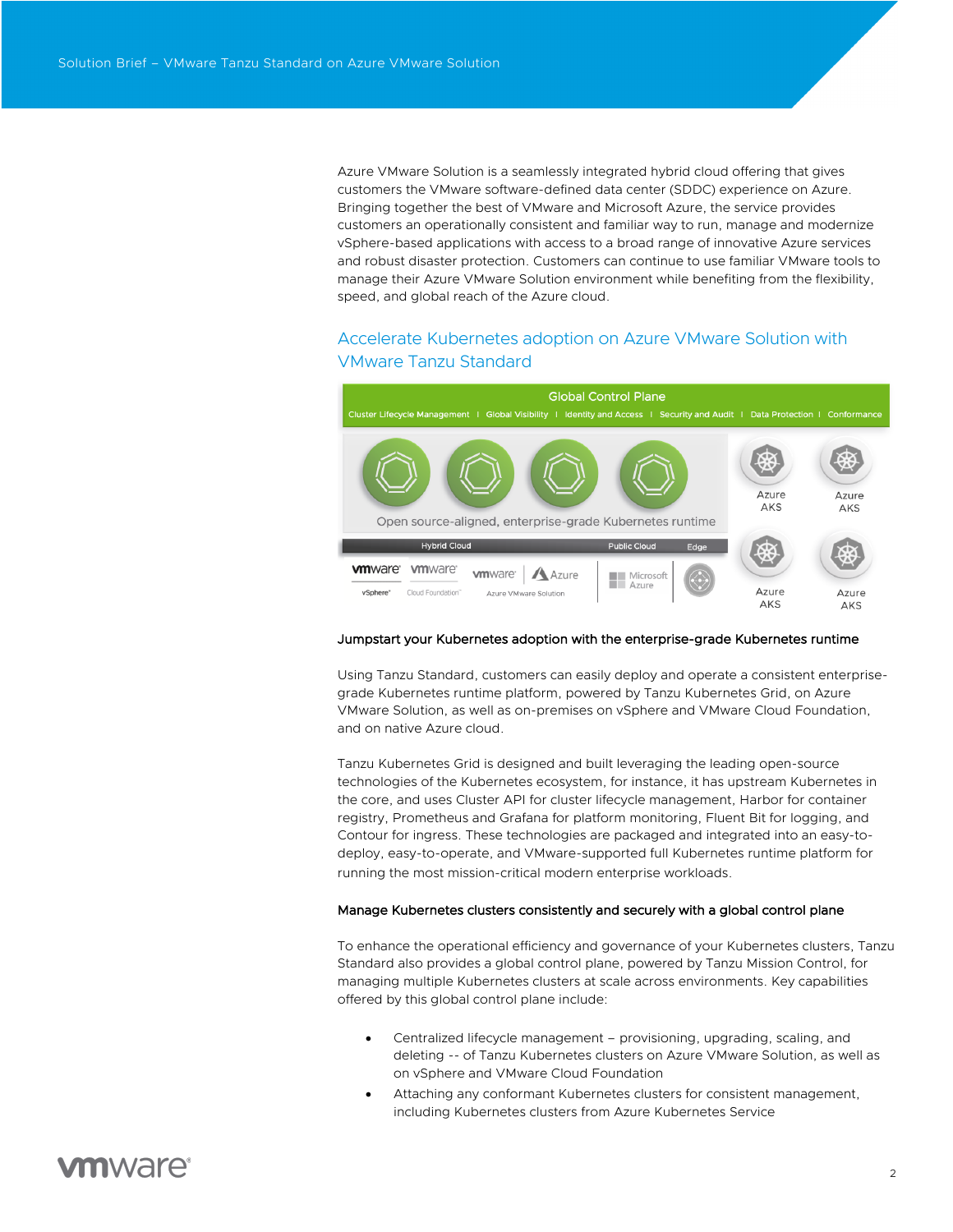Azure VMware Solution is a seamlessly integrated hybrid cloud offering that gives customers the VMware software-defined data center (SDDC) experience on Azure. Bringing together the best of VMware and Microsoft Azure, the service provides customers an operationally consistent and familiar way to run, manage and modernize vSphere-based applications with access to a broad range of innovative Azure services and robust disaster protection. Customers can continue to use familiar VMware tools to manage their Azure VMware Solution environment while benefiting from the flexibility, speed, and global reach of the Azure cloud.

## Accelerate Kubernetes adoption on Azure VMware Solution with VMware Tanzu Standard

### Jumpstart your Kubernetes adoption with the enterprise-grade Kubernetes runtime

Using Tanzu Standard, customers can easily deploy and operate a consistent enterprise-grade Kubernetes runtime platform, powered by Tanzu Kubernetes Grid, on Azure VMware Solution, as well as on-premises on vSphere and VMware Cloud Foundation, and on native Azure cloud.

Tanzu Kubernetes Grid is designed and built leveraging the leading open-source technologies of the Kubernetes ecosystem, for instance, it has upstream Kubernetes in the core, and uses Cluster API for cluster lifecycle management, Harbor for container registry, Prometheus and Grafana for platform monitoring, Fluent Bit for logging, and Contour for ingress. These technologies are packaged and integrated into an easy-to-deploy, easy-to-operate, and VMware-supported full Kubernetes runtime platform for running the most mission-critical modern enterprise workloads.

### Manage Kubernetes clusters consistently and securely with a global control plane

To enhance the operational efficiency and governance of your Kubernetes clusters, Tanzu Standard also provides a global control plane, powered by Tanzu Mission Control, for managing multiple Kubernetes clusters at scale across environments. Key capabilities offered by this global control plane include:

- Centralized lifecycle management – provisioning, upgrading, scaling, and deleting -- of Tanzu Kubernetes clusters on Azure VMware Solution, as well as on vSphere and VMware Cloud Foundation
- Attaching any conformant Kubernetes clusters for consistent management, including Kubernetes clusters from Azure Kubernetes Service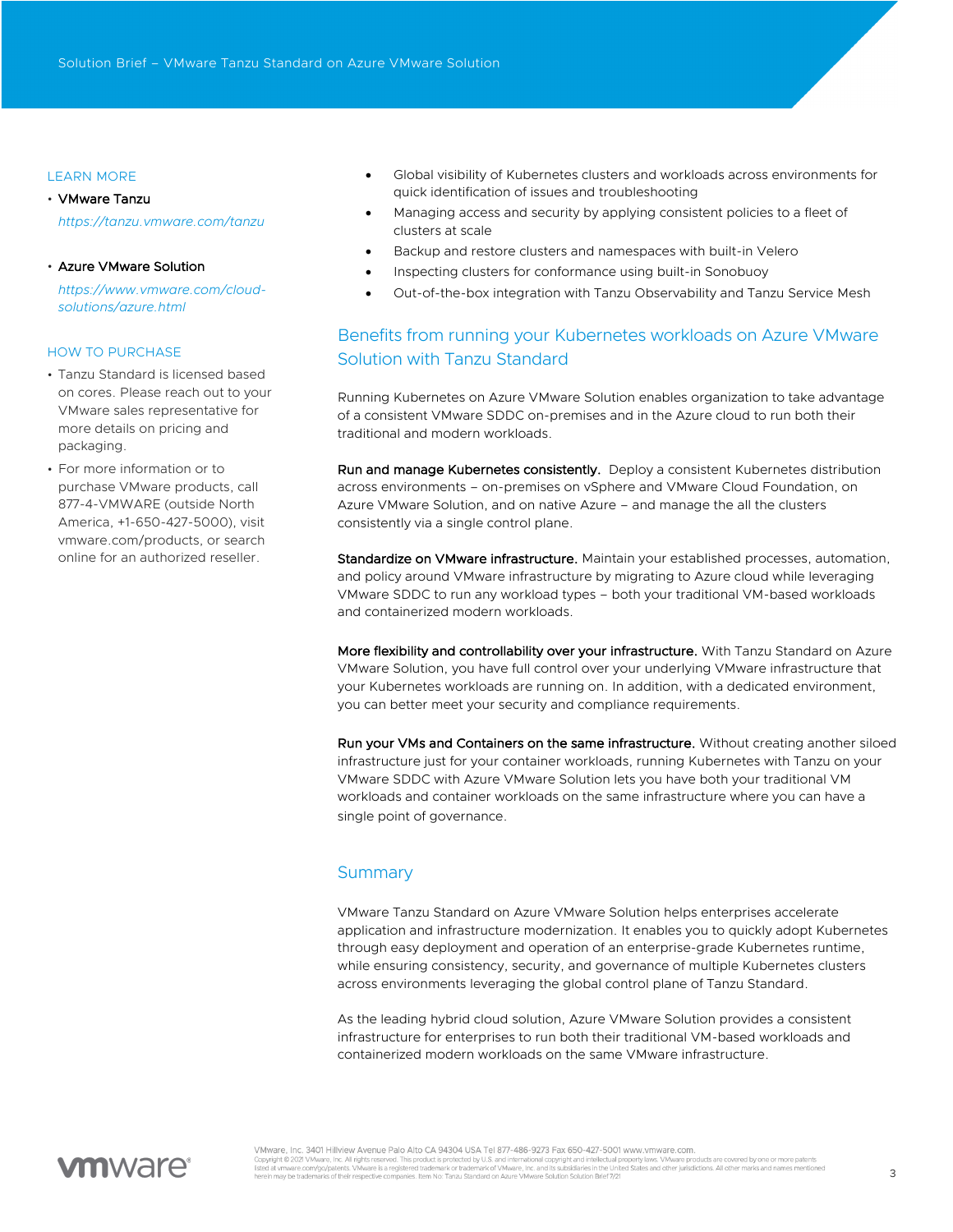- Global visibility of Kubernetes clusters and workloads across environments for quick identification of issues and troubleshooting
- Managing access and security by applying consistent policies to a fleet of clusters at scale
- Backup and restore clusters and namespaces with built-in Velero
- Inspecting clusters for conformance using built-in Sonobuoy
- Out-of-the-box integration with Tanzu Observability and Tanzu Service Mesh

## Benefits from running your Kubernetes workloads on Azure VMware Solution with Tanzu Standard

Running Kubernetes on Azure VMware Solution enables organization to take advantage of a consistent VMware SDDC on-premises and in the Azure cloud to run both their traditional and modern workloads.

**Run and manage Kubernetes consistently.** Deploy a consistent Kubernetes distribution across environments – on-premises on vSphere and VMware Cloud Foundation, on Azure VMware Solution, and on native Azure – and manage the all the clusters consistently via a single control plane.

**Standardize on VMware infrastructure.** Maintain your established processes, automation, and policy around VMware infrastructure by migrating to Azure cloud while leveraging VMware SDDC to run any workload types – both your traditional VM-based workloads and containerized modern workloads.

**More flexibility and controllability over your infrastructure.** With Tanzu Standard on Azure VMware Solution, you have full control over your underlying VMware infrastructure that your Kubernetes workloads are running on. In addition, with a dedicated environment, you can better meet your security and compliance requirements.

**Run your VMs and Containers on the same infrastructure.** Without creating another siloed infrastructure just for your container workloads, running Kubernetes with Tanzu on your VMware SDDC with Azure VMware Solution lets you have both your traditional VM workloads and container workloads on the same infrastructure where you can have a single point of governance.

## Summary

VMware Tanzu Standard on Azure VMware Solution helps enterprises accelerate application and infrastructure modernization. It enables you to quickly adopt Kubernetes through easy deployment and operation of an enterprise-grade Kubernetes runtime, while ensuring consistency, security, and governance of multiple Kubernetes clusters across environments leveraging the global control plane of Tanzu Standard.

As the leading hybrid cloud solution, Azure VMware Solution provides a consistent infrastructure for enterprises to run both their traditional VM-based workloads and containerized modern workloads on the same VMware infrastructure.

### LEARN MORE

- **VMware Tanzu**
  *https://tanzu.vmware.com/tanzu*
- **Azure VMware Solution**
  *https://www.vmware.com/cloud-solutions/azure.html*

### HOW TO PURCHASE

- Tanzu Standard is licensed based on cores. Please reach out to your VMware sales representative for more details on pricing and packaging.
- For more information or to purchase VMware products, call 877-4-VMWARE (outside North America, +1-650-427-5000), visit vmware.com/products, or search online for an authorized reseller.

VMware, Inc. 3401 Hillview Avenue Palo Alto CA 94304 USA Tel 877-486-9273 Fax 650-427-5001 www.vmware.com.
Copyright © 2021 VMware, Inc. All rights reserved. This product is protected by U.S. and international copyright and intellectual property laws. VMware products are covered by one or more patents listed at vmware.com/go/patents. VMware is a registered trademark or trademark of VMware, Inc. and its subsidiaries in the United States and other jurisdictions. All other marks and names mentioned herein may be trademarks of their respective companies. Item No: Tanzu Standard on Azure VMware Solution Solution Brief 7/21